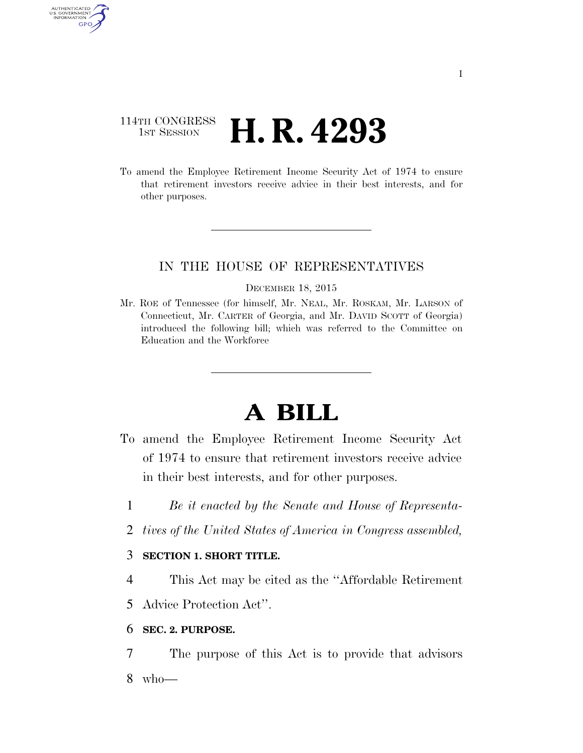114TH CONGRESS
1ST SESSION

# H. R. 4293

To amend the Employee Retirement Income Security Act of 1974 to ensure that retirement investors receive advice in their best interests, and for other purposes.

IN THE HOUSE OF REPRESENTATIVES

DECEMBER 18, 2015

Mr. ROE of Tennessee (for himself, Mr. NEAL, Mr. ROSKAM, Mr. LARSON of Connecticut, Mr. CARTER of Georgia, and Mr. DAVID SCOTT of Georgia) introduced the following bill; which was referred to the Committee on Education and the Workforce

# A BILL

To amend the Employee Retirement Income Security Act of 1974 to ensure that retirement investors receive advice in their best interests, and for other purposes.

1 *Be it enacted by the Senate and House of Representa-*
2 *tives of the United States of America in Congress assembled,*

3 **SECTION 1. SHORT TITLE.**

4 This Act may be cited as the ''Affordable Retirement
5 Advice Protection Act''.

6 **SEC. 2. PURPOSE.**

7 The purpose of this Act is to provide that advisors
8 who—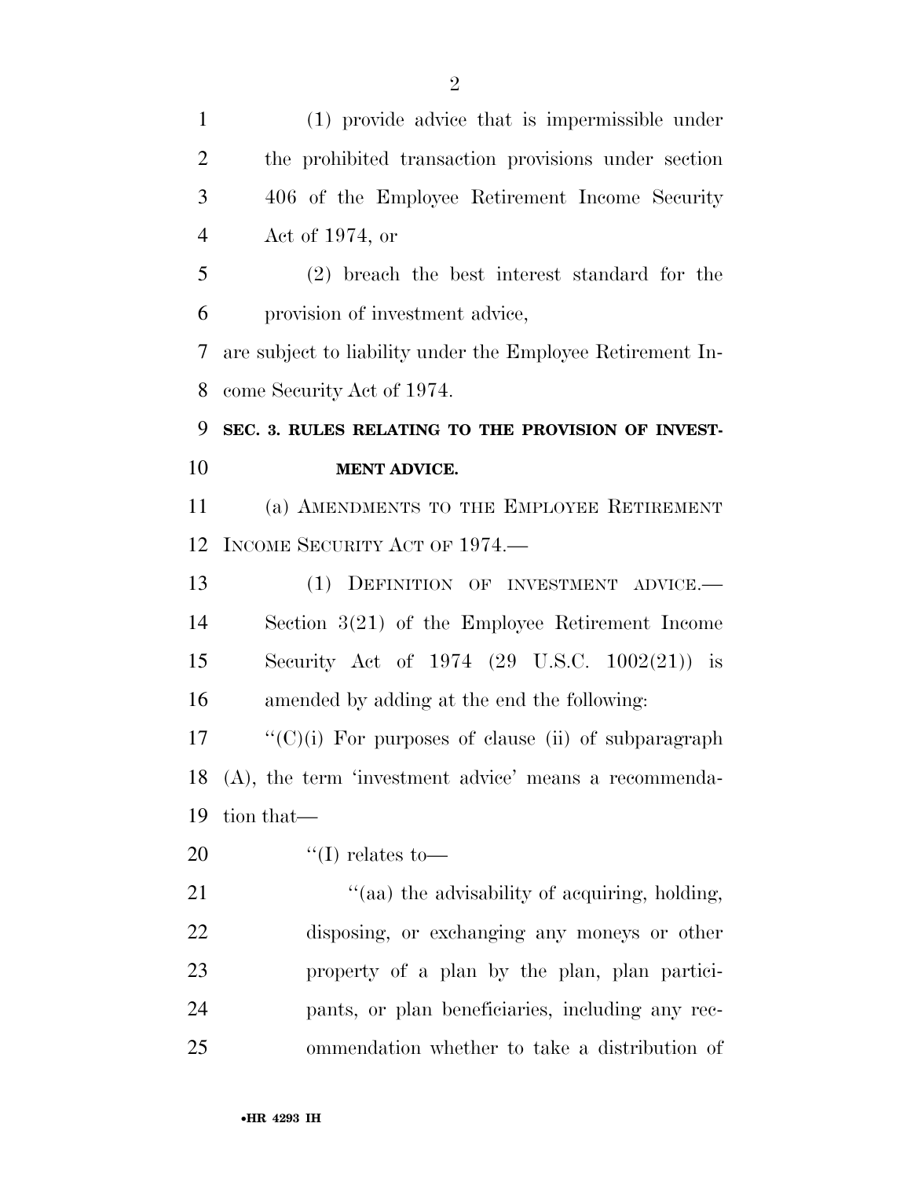(1) provide advice that is impermissible under the prohibited transaction provisions under section 406 of the Employee Retirement Income Security Act of 1974, or

(2) breach the best interest standard for the provision of investment advice,

are subject to liability under the Employee Retirement Income Security Act of 1974.

**SEC. 3. RULES RELATING TO THE PROVISION OF INVESTMENT ADVICE.**

(a) AMENDMENTS TO THE EMPLOYEE RETIREMENT INCOME SECURITY ACT OF 1974.—

(1) DEFINITION OF INVESTMENT ADVICE.— Section 3(21) of the Employee Retirement Income Security Act of 1974 (29 U.S.C. 1002(21)) is amended by adding at the end the following:

''(C)(i) For purposes of clause (ii) of subparagraph (A), the term 'investment advice' means a recommendation that—

''(I) relates to—

''(aa) the advisability of acquiring, holding, disposing, or exchanging any moneys or other property of a plan by the plan, plan participants, or plan beneficiaries, including any recommendation whether to take a distribution of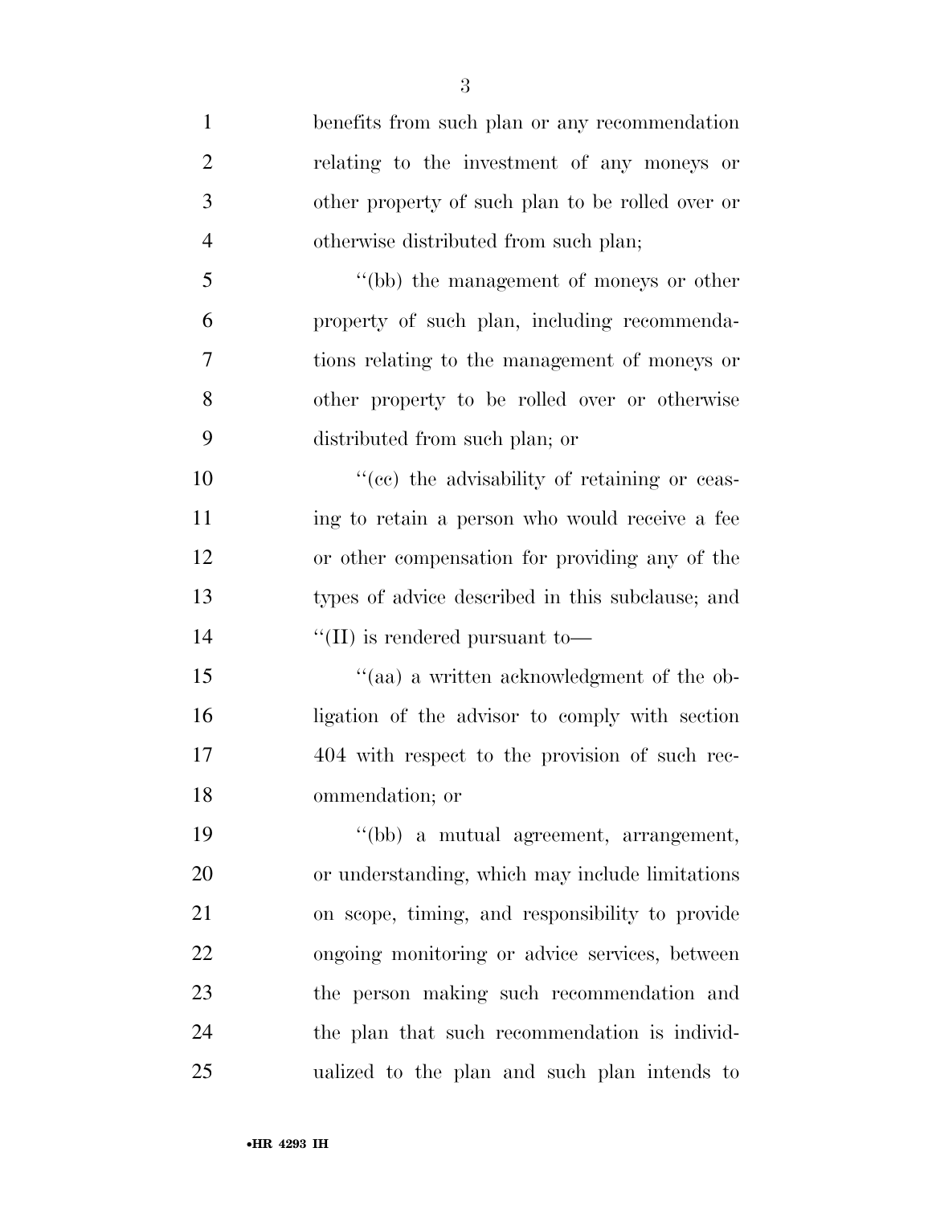benefits from such plan or any recommendation relating to the investment of any moneys or other property of such plan to be rolled over or otherwise distributed from such plan;

"(bb) the management of moneys or other property of such plan, including recommendations relating to the management of moneys or other property to be rolled over or otherwise distributed from such plan; or

"(cc) the advisability of retaining or ceasing to retain a person who would receive a fee or other compensation for providing any of the types of advice described in this subclause; and

"(II) is rendered pursuant to—

"(aa) a written acknowledgment of the obligation of the advisor to comply with section 404 with respect to the provision of such recommendation; or

"(bb) a mutual agreement, arrangement, or understanding, which may include limitations on scope, timing, and responsibility to provide ongoing monitoring or advice services, between the person making such recommendation and the plan that such recommendation is individualized to the plan and such plan intends to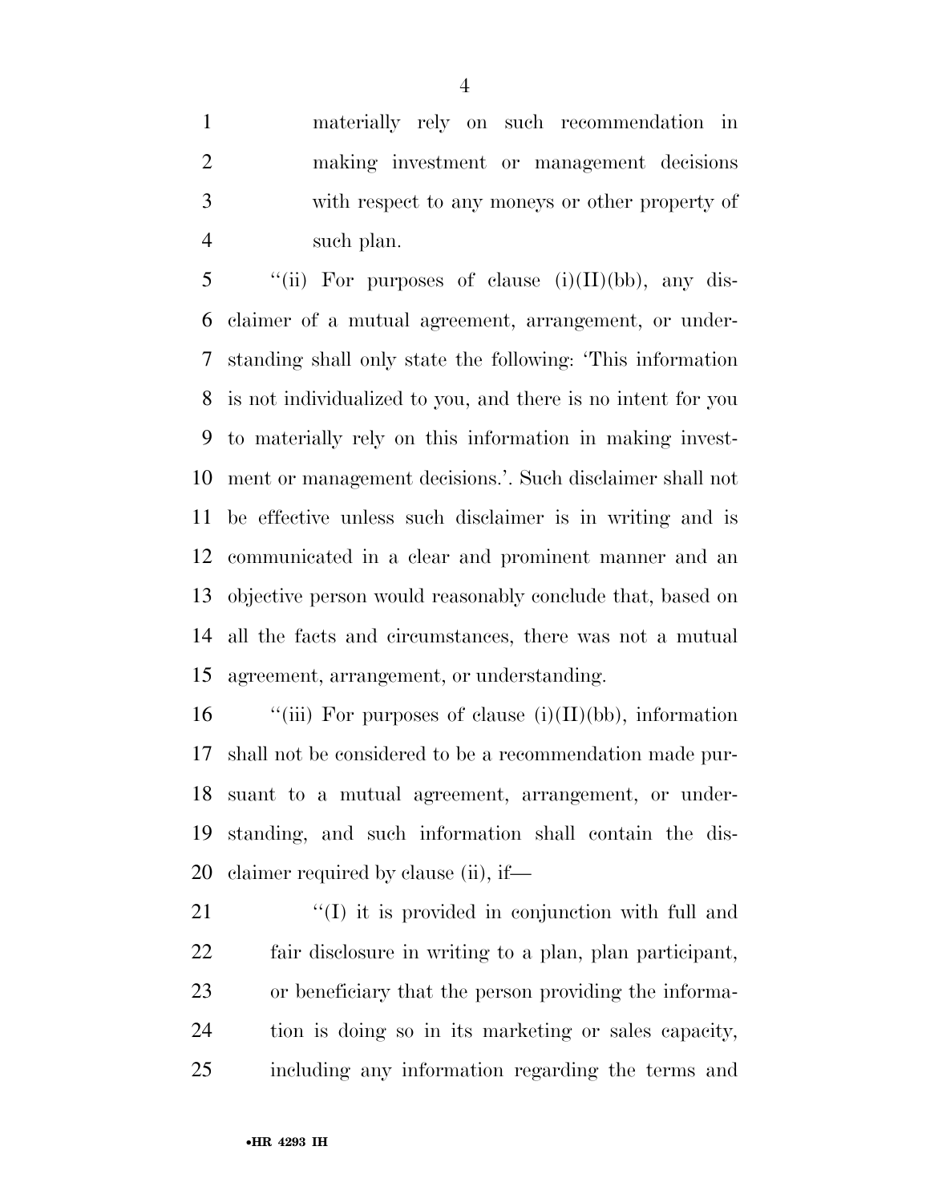materially rely on such recommendation in making investment or management decisions with respect to any moneys or other property of such plan.

"(ii) For purposes of clause (i)(II)(bb), any disclaimer of a mutual agreement, arrangement, or understanding shall only state the following: 'This information is not individualized to you, and there is no intent for you to materially rely on this information in making investment or management decisions.'. Such disclaimer shall not be effective unless such disclaimer is in writing and is communicated in a clear and prominent manner and an objective person would reasonably conclude that, based on all the facts and circumstances, there was not a mutual agreement, arrangement, or understanding.

"(iii) For purposes of clause (i)(II)(bb), information shall not be considered to be a recommendation made pursuant to a mutual agreement, arrangement, or understanding, and such information shall contain the disclaimer required by clause (ii), if—

"(I) it is provided in conjunction with full and fair disclosure in writing to a plan, plan participant, or beneficiary that the person providing the information is doing so in its marketing or sales capacity, including any information regarding the terms and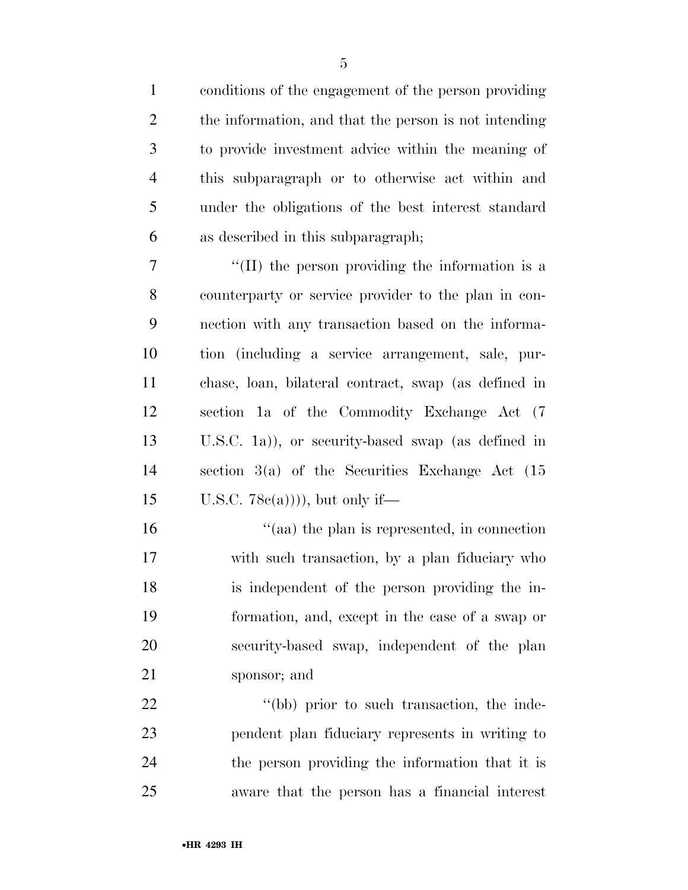conditions of the engagement of the person providing the information, and that the person is not intending to provide investment advice within the meaning of this subparagraph or to otherwise act within and under the obligations of the best interest standard as described in this subparagraph;

"(II) the person providing the information is a counterparty or service provider to the plan in connection with any transaction based on the information (including a service arrangement, sale, purchase, loan, bilateral contract, swap (as defined in section 1a of the Commodity Exchange Act (7 U.S.C. 1a)), or security-based swap (as defined in section 3(a) of the Securities Exchange Act (15 U.S.C. 78c(a)))), but only if—

"(aa) the plan is represented, in connection with such transaction, by a plan fiduciary who is independent of the person providing the information, and, except in the case of a swap or security-based swap, independent of the plan sponsor; and

"(bb) prior to such transaction, the independent plan fiduciary represents in writing to the person providing the information that it is aware that the person has a financial interest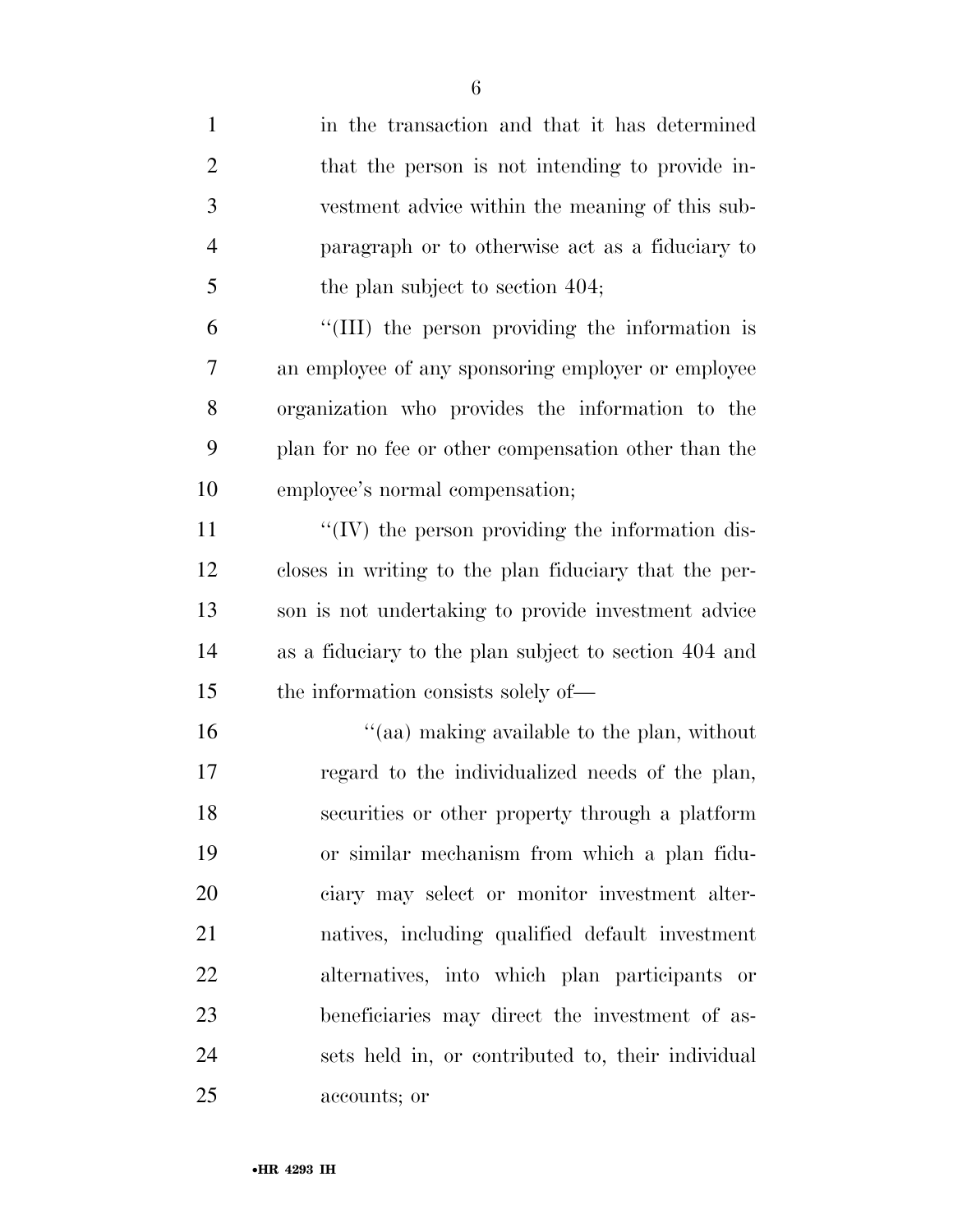in the transaction and that it has determined that the person is not intending to provide investment advice within the meaning of this subparagraph or to otherwise act as a fiduciary to the plan subject to section 404;

''(III) the person providing the information is an employee of any sponsoring employer or employee organization who provides the information to the plan for no fee or other compensation other than the employee's normal compensation;

''(IV) the person providing the information discloses in writing to the plan fiduciary that the person is not undertaking to provide investment advice as a fiduciary to the plan subject to section 404 and the information consists solely of—

''(aa) making available to the plan, without regard to the individualized needs of the plan, securities or other property through a platform or similar mechanism from which a plan fiduciary may select or monitor investment alternatives, including qualified default investment alternatives, into which plan participants or beneficiaries may direct the investment of assets held in, or contributed to, their individual accounts; or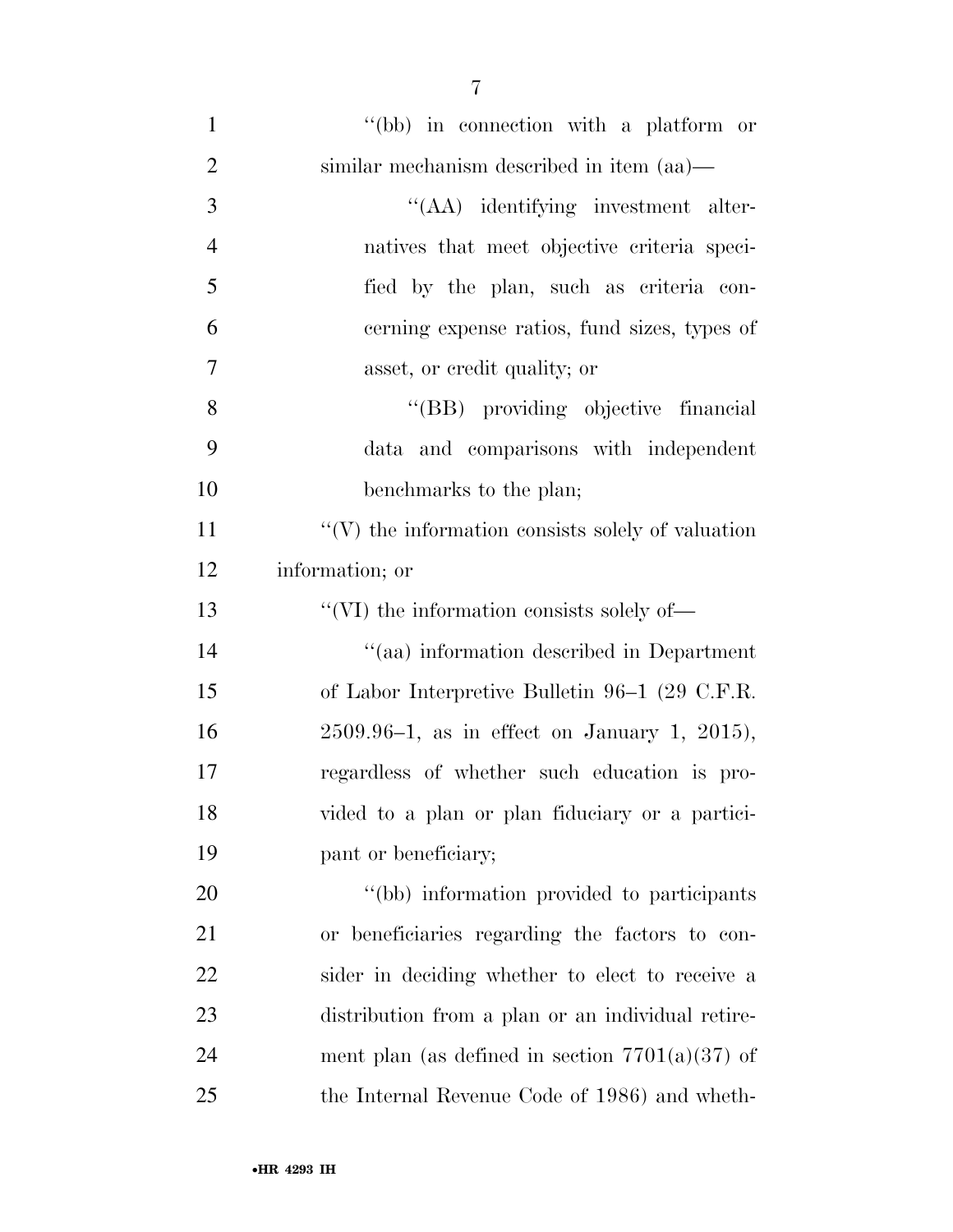''(bb) in connection with a platform or similar mechanism described in item (aa)—

''(AA) identifying investment alternatives that meet objective criteria specified by the plan, such as criteria concerning expense ratios, fund sizes, types of asset, or credit quality; or

''(BB) providing objective financial data and comparisons with independent benchmarks to the plan;

''(V) the information consists solely of valuation information; or

''(VI) the information consists solely of—

''(aa) information described in Department of Labor Interpretive Bulletin 96–1 (29 C.F.R. 2509.96–1, as in effect on January 1, 2015), regardless of whether such education is provided to a plan or plan fiduciary or a participant or beneficiary;

''(bb) information provided to participants or beneficiaries regarding the factors to consider in deciding whether to elect to receive a distribution from a plan or an individual retirement plan (as defined in section 7701(a)(37) of the Internal Revenue Code of 1986) and wheth-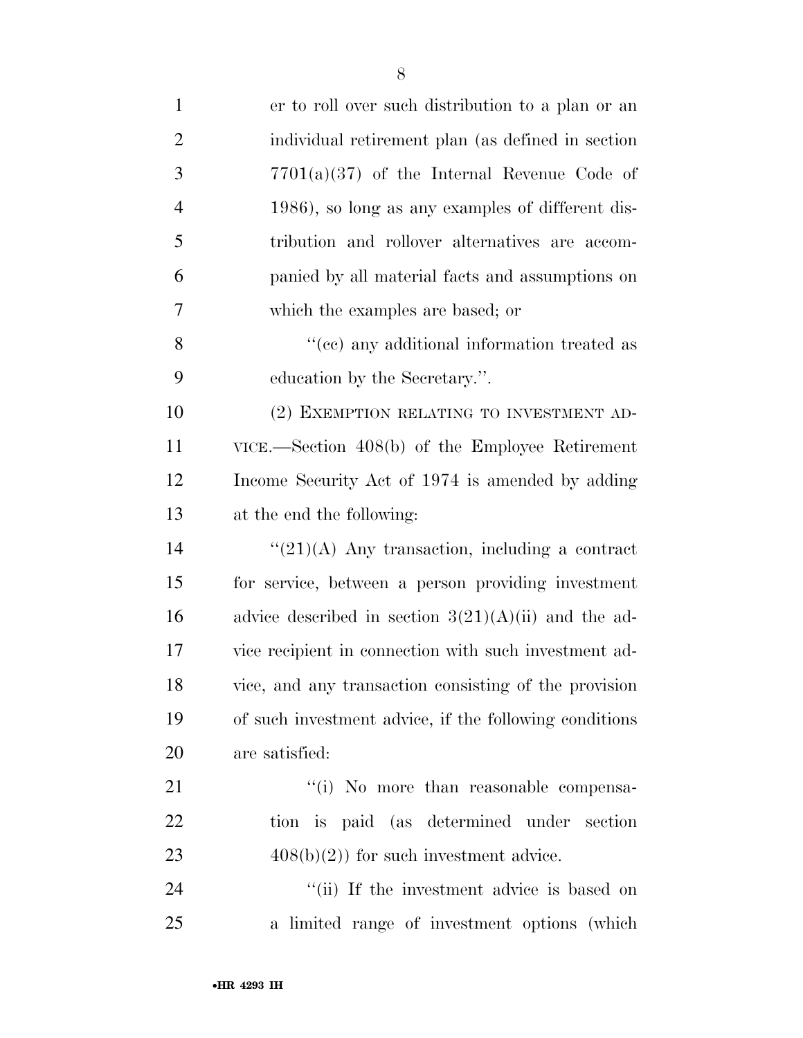er to roll over such distribution to a plan or an individual retirement plan (as defined in section 7701(a)(37) of the Internal Revenue Code of 1986), so long as any examples of different distribution and rollover alternatives are accompanied by all material facts and assumptions on which the examples are based; or

"(cc) any additional information treated as education by the Secretary.".

(2) EXEMPTION RELATING TO INVESTMENT ADVICE.—Section 408(b) of the Employee Retirement Income Security Act of 1974 is amended by adding at the end the following:

"(21)(A) Any transaction, including a contract for service, between a person providing investment advice described in section 3(21)(A)(ii) and the advice recipient in connection with such investment advice, and any transaction consisting of the provision of such investment advice, if the following conditions are satisfied:

"(i) No more than reasonable compensation is paid (as determined under section 408(b)(2)) for such investment advice.

"(ii) If the investment advice is based on a limited range of investment options (which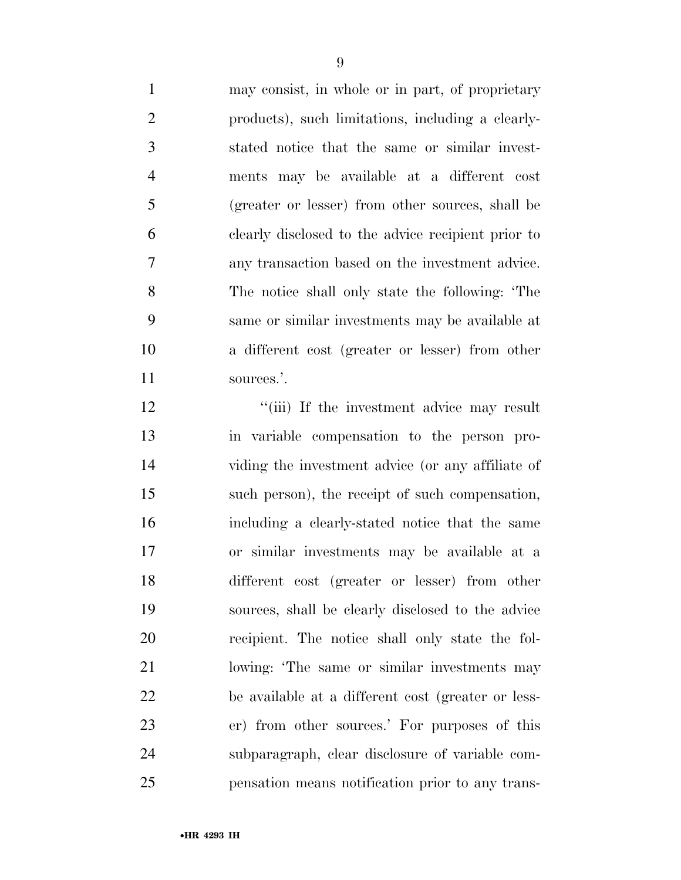may consist, in whole or in part, of proprietary products), such limitations, including a clearly-stated notice that the same or similar investments may be available at a different cost (greater or lesser) from other sources, shall be clearly disclosed to the advice recipient prior to any transaction based on the investment advice. The notice shall only state the following: 'The same or similar investments may be available at a different cost (greater or lesser) from other sources.'.

"(iii) If the investment advice may result in variable compensation to the person providing the investment advice (or any affiliate of such person), the receipt of such compensation, including a clearly-stated notice that the same or similar investments may be available at a different cost (greater or lesser) from other sources, shall be clearly disclosed to the advice recipient. The notice shall only state the following: 'The same or similar investments may be available at a different cost (greater or lesser) from other sources.' For purposes of this subparagraph, clear disclosure of variable compensation means notification prior to any trans-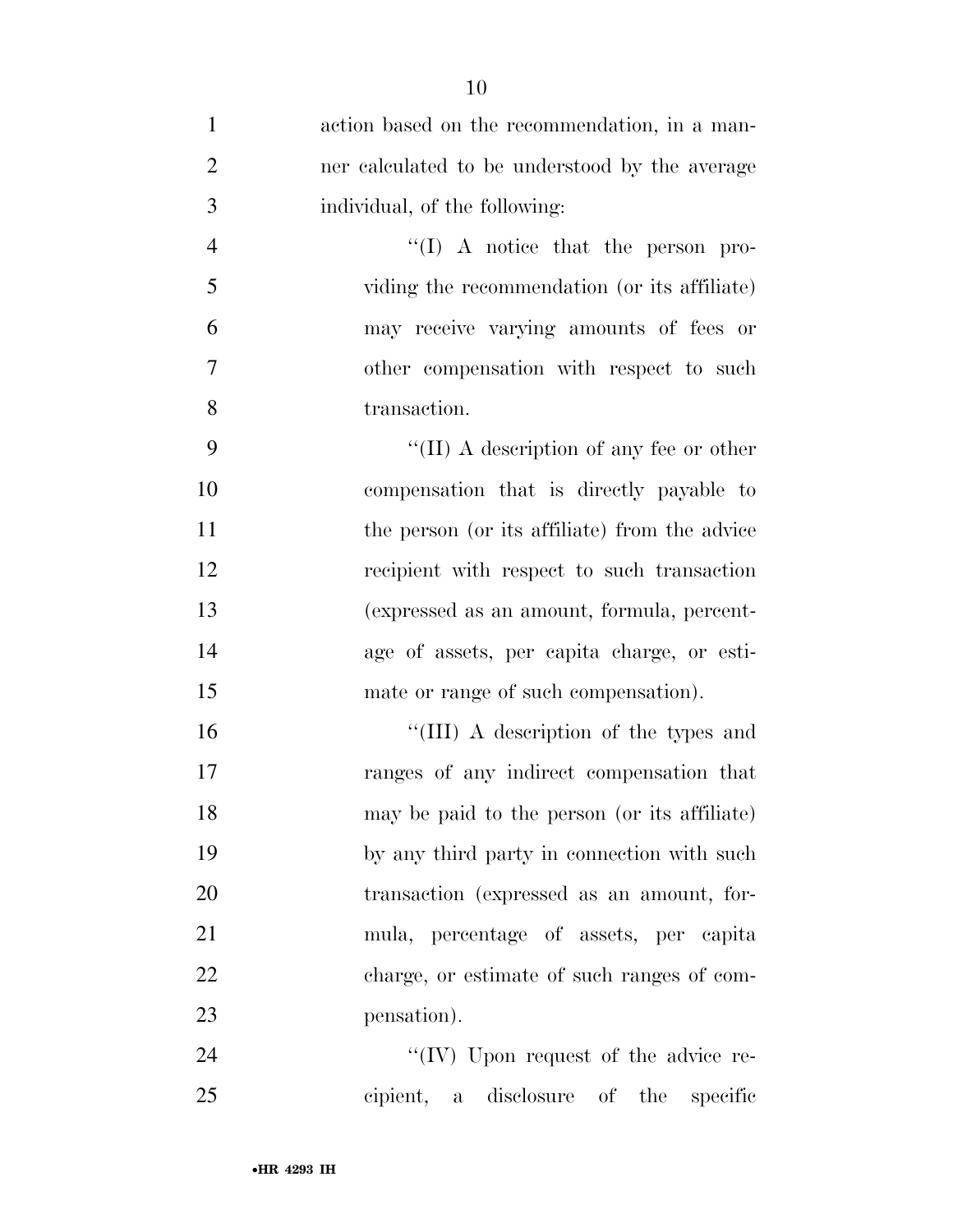action based on the recommendation, in a manner calculated to be understood by the average individual, of the following:

''(I) A notice that the person providing the recommendation (or its affiliate) may receive varying amounts of fees or other compensation with respect to such transaction.

''(II) A description of any fee or other compensation that is directly payable to the person (or its affiliate) from the advice recipient with respect to such transaction (expressed as an amount, formula, percentage of assets, per capita charge, or estimate or range of such compensation).

''(III) A description of the types and ranges of any indirect compensation that may be paid to the person (or its affiliate) by any third party in connection with such transaction (expressed as an amount, formula, percentage of assets, per capita charge, or estimate of such ranges of compensation).

''(IV) Upon request of the advice recipient, a disclosure of the specific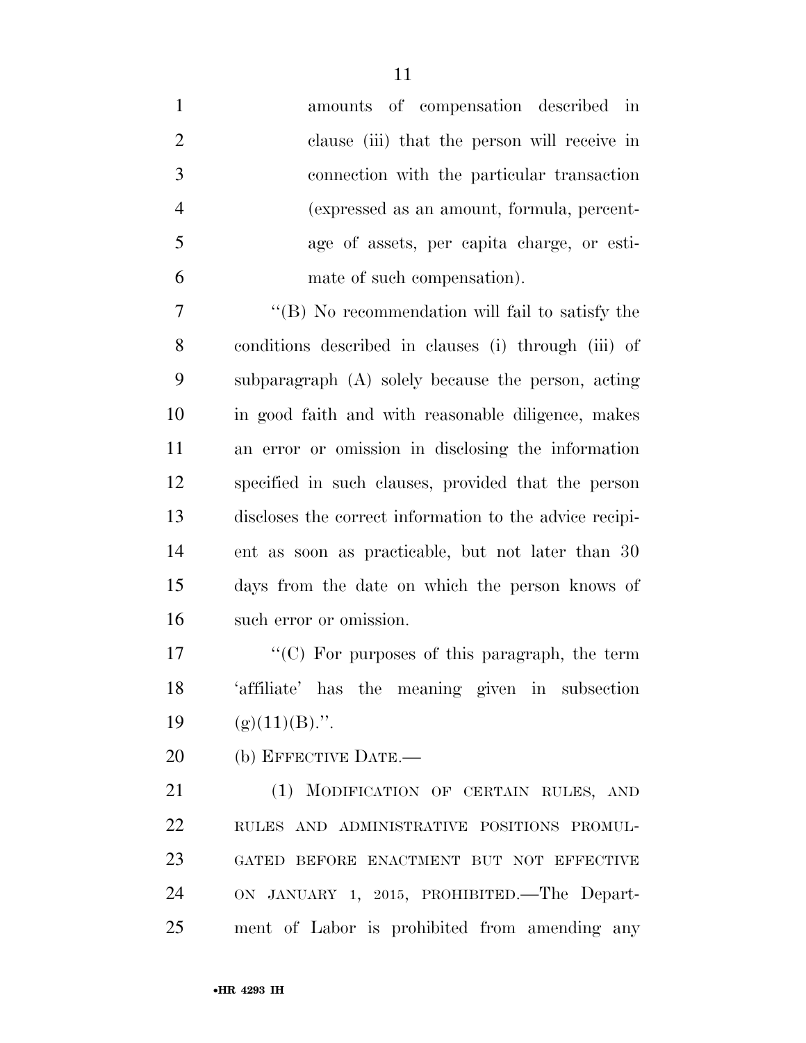amounts of compensation described in clause (iii) that the person will receive in connection with the particular transaction (expressed as an amount, formula, percentage of assets, per capita charge, or estimate of such compensation).

"(B) No recommendation will fail to satisfy the conditions described in clauses (i) through (iii) of subparagraph (A) solely because the person, acting in good faith and with reasonable diligence, makes an error or omission in disclosing the information specified in such clauses, provided that the person discloses the correct information to the advice recipient as soon as practicable, but not later than 30 days from the date on which the person knows of such error or omission.

"(C) For purposes of this paragraph, the term 'affiliate' has the meaning given in subsection (g)(11)(B).".

(b) EFFECTIVE DATE.—

(1) MODIFICATION OF CERTAIN RULES, AND RULES AND ADMINISTRATIVE POSITIONS PROMULGATED BEFORE ENACTMENT BUT NOT EFFECTIVE ON JANUARY 1, 2015, PROHIBITED.—The Department of Labor is prohibited from amending any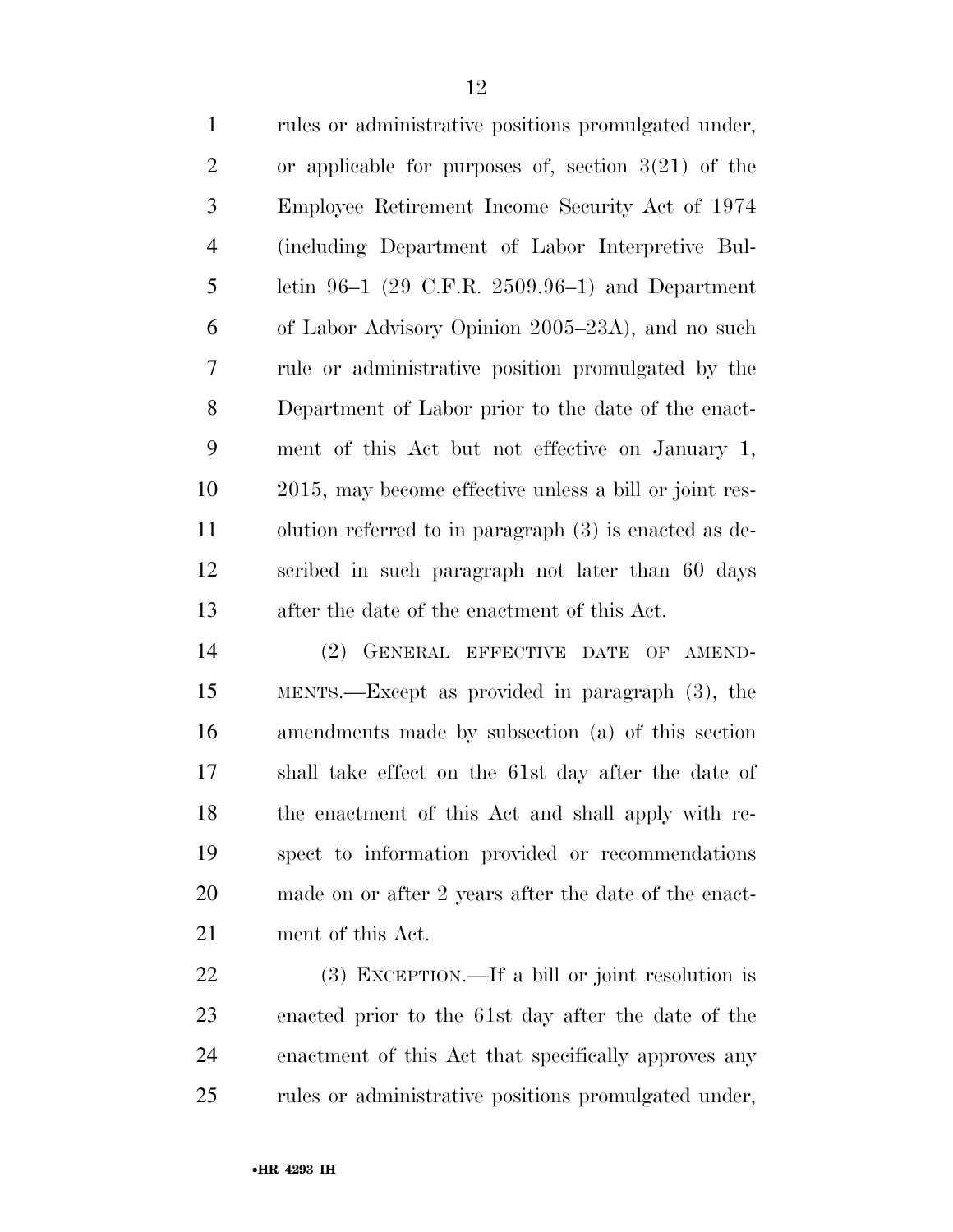rules or administrative positions promulgated under, or applicable for purposes of, section 3(21) of the Employee Retirement Income Security Act of 1974 (including Department of Labor Interpretive Bulletin 96–1 (29 C.F.R. 2509.96–1) and Department of Labor Advisory Opinion 2005–23A), and no such rule or administrative position promulgated by the Department of Labor prior to the date of the enactment of this Act but not effective on January 1, 2015, may become effective unless a bill or joint resolution referred to in paragraph (3) is enacted as described in such paragraph not later than 60 days after the date of the enactment of this Act.

(2) GENERAL EFFECTIVE DATE OF AMENDMENTS.—Except as provided in paragraph (3), the amendments made by subsection (a) of this section shall take effect on the 61st day after the date of the enactment of this Act and shall apply with respect to information provided or recommendations made on or after 2 years after the date of the enactment of this Act.

(3) EXCEPTION.—If a bill or joint resolution is enacted prior to the 61st day after the date of the enactment of this Act that specifically approves any rules or administrative positions promulgated under,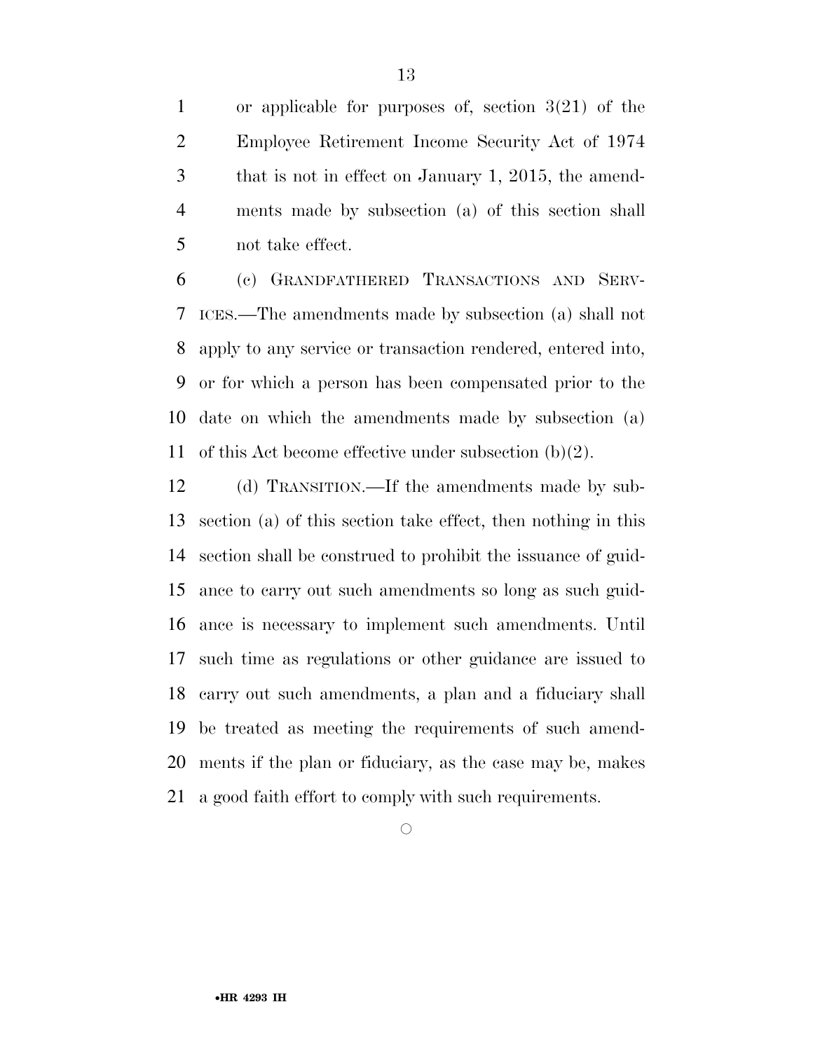or applicable for purposes of, section 3(21) of the Employee Retirement Income Security Act of 1974 that is not in effect on January 1, 2015, the amendments made by subsection (a) of this section shall not take effect.

(c) GRANDFATHERED TRANSACTIONS AND SERVICES.—The amendments made by subsection (a) shall not apply to any service or transaction rendered, entered into, or for which a person has been compensated prior to the date on which the amendments made by subsection (a) of this Act become effective under subsection (b)(2).

(d) TRANSITION.—If the amendments made by subsection (a) of this section take effect, then nothing in this section shall be construed to prohibit the issuance of guidance to carry out such amendments so long as such guidance is necessary to implement such amendments. Until such time as regulations or other guidance are issued to carry out such amendments, a plan and a fiduciary shall be treated as meeting the requirements of such amendments if the plan or fiduciary, as the case may be, makes a good faith effort to comply with such requirements.

○